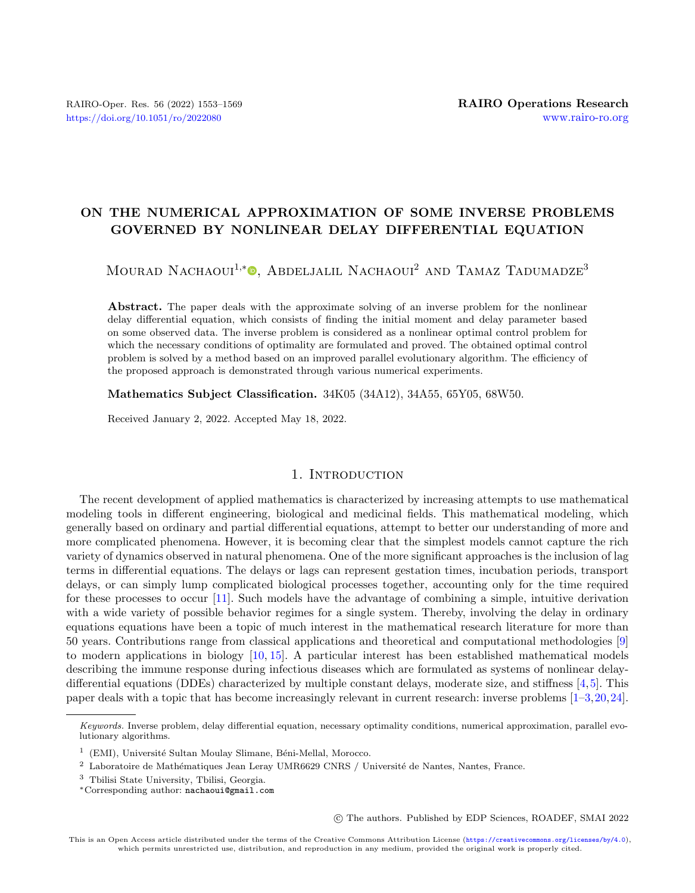# ON THE NUMERICAL APPROXIMATION OF SOME INVERSE PROBLEMS GOVERNED BY NONLINEAR DELAY DIFFERENTIAL EQUATION

Mourad Nachaoui[1,*], Abdeljalil Nachaoui[2] and Tamaz Tadumadze[3]

**Abstract.** The paper deals with the approximate solving of an inverse problem for the nonlinear delay differential equation, which consists of finding the initial moment and delay parameter based on some observed data. The inverse problem is considered as a nonlinear optimal control problem for which the necessary conditions of optimality are formulated and proved. The obtained optimal control problem is solved by a method based on an improved parallel evolutionary algorithm. The efficiency of the proposed approach is demonstrated through various numerical experiments.

**Mathematics Subject Classification.** 34K05 (34A12), 34A55, 65Y05, 68W50.

Received January 2, 2022. Accepted May 18, 2022.

## 1. Introduction

The recent development of applied mathematics is characterized by increasing attempts to use mathematical modeling tools in different engineering, biological and medicinal fields. This mathematical modeling, which generally based on ordinary and partial differential equations, attempt to better our understanding of more and more complicated phenomena. However, it is becoming clear that the simplest models cannot capture the rich variety of dynamics observed in natural phenomena. One of the more significant approaches is the inclusion of lag terms in differential equations. The delays or lags can represent gestation times, incubation periods, transport delays, or can simply lump complicated biological processes together, accounting only for the time required for these processes to occur [11]. Such models have the advantage of combining a simple, intuitive derivation with a wide variety of possible behavior regimes for a single system. Thereby, involving the delay in ordinary equations equations have been a topic of much interest in the mathematical research literature for more than 50 years. Contributions range from classical applications and theoretical and computational methodologies [9] to modern applications in biology [10, 15]. A particular interest has been established mathematical models describing the immune response during infectious diseases which are formulated as systems of nonlinear delay-differential equations (DDEs) characterized by multiple constant delays, moderate size, and stiffness [4, 5]. This paper deals with a topic that has become increasingly relevant in current research: inverse problems [1–3, 20, 24].

*Keywords.* Inverse problem, delay differential equation, necessary optimality conditions, numerical approximation, parallel evolutionary algorithms.

[1] (EMI), Université Sultan Moulay Slimane, Béni-Mellal, Morocco.

[2] Laboratoire de Mathématiques Jean Leray UMR6629 CNRS / Université de Nantes, Nantes, France.

[3] Tbilisi State University, Tbilisi, Georgia.

*Corresponding author: nachaoui@gmail.com

© The authors. Published by EDP Sciences, ROADEF, SMAI 2022

This is an Open Access article distributed under the terms of the Creative Commons Attribution License (https://creativecommons.org/licenses/by/4.0), which permits unrestricted use, distribution, and reproduction in any medium, provided the original work is properly cited.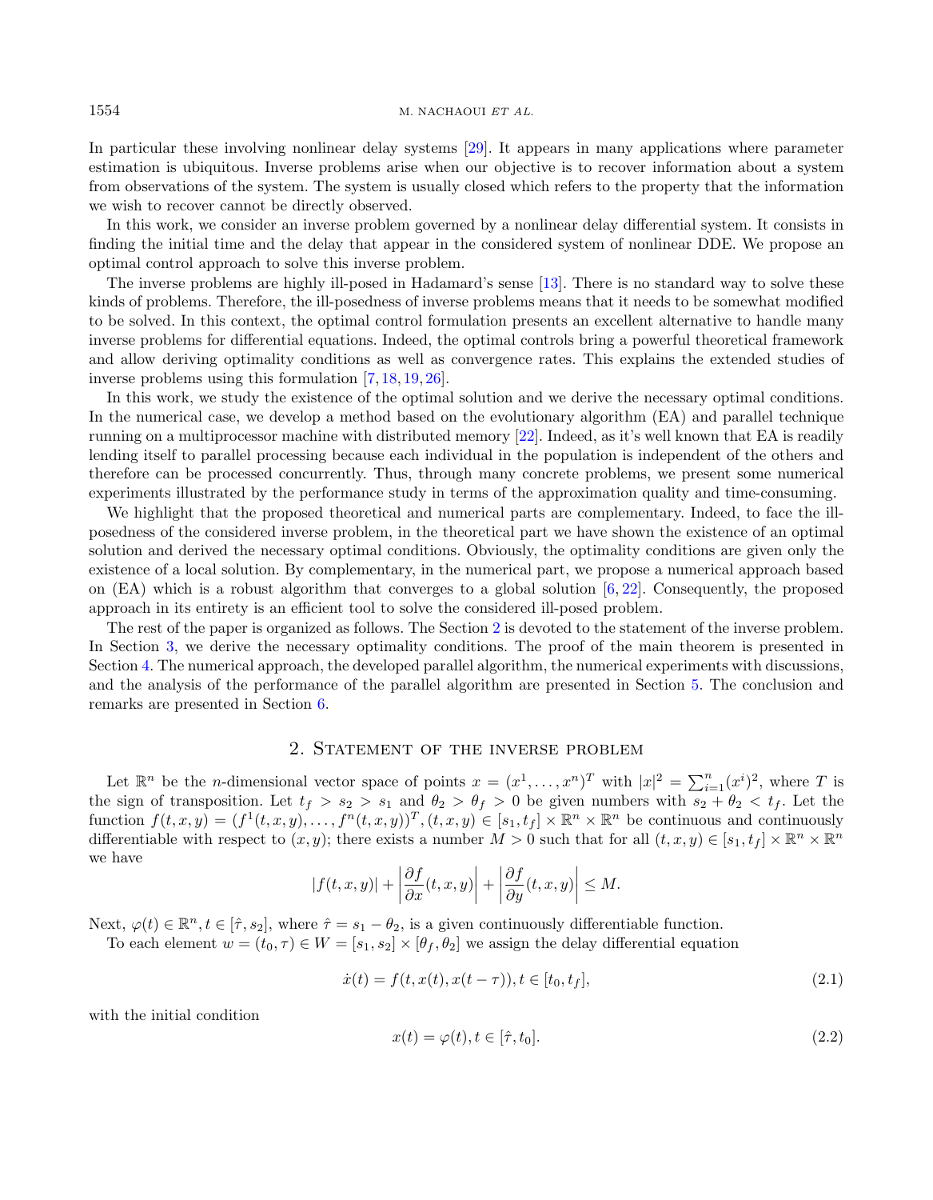In particular these involving nonlinear delay systems [29]. It appears in many applications where parameter estimation is ubiquitous. Inverse problems arise when our objective is to recover information about a system from observations of the system. The system is usually closed which refers to the property that the information we wish to recover cannot be directly observed.

In this work, we consider an inverse problem governed by a nonlinear delay differential system. It consists in finding the initial time and the delay that appear in the considered system of nonlinear DDE. We propose an optimal control approach to solve this inverse problem.

The inverse problems are highly ill-posed in Hadamard's sense [13]. There is no standard way to solve these kinds of problems. Therefore, the ill-posedness of inverse problems means that it needs to be somewhat modified to be solved. In this context, the optimal control formulation presents an excellent alternative to handle many inverse problems for differential equations. Indeed, the optimal controls bring a powerful theoretical framework and allow deriving optimality conditions as well as convergence rates. This explains the extended studies of inverse problems using this formulation [7, 18, 19, 26].

In this work, we study the existence of the optimal solution and we derive the necessary optimal conditions. In the numerical case, we develop a method based on the evolutionary algorithm (EA) and parallel technique running on a multiprocessor machine with distributed memory [22]. Indeed, as it's well known that EA is readily lending itself to parallel processing because each individual in the population is independent of the others and therefore can be processed concurrently. Thus, through many concrete problems, we present some numerical experiments illustrated by the performance study in terms of the approximation quality and time-consuming.

We highlight that the proposed theoretical and numerical parts are complementary. Indeed, to face the ill-posedness of the considered inverse problem, in the theoretical part we have shown the existence of an optimal solution and derived the necessary optimal conditions. Obviously, the optimality conditions are given only the existence of a local solution. By complementary, in the numerical part, we propose a numerical approach based on (EA) which is a robust algorithm that converges to a global solution [6, 22]. Consequently, the proposed approach in its entirety is an efficient tool to solve the considered ill-posed problem.

The rest of the paper is organized as follows. The Section 2 is devoted to the statement of the inverse problem. In Section 3, we derive the necessary optimality conditions. The proof of the main theorem is presented in Section 4. The numerical approach, the developed parallel algorithm, the numerical experiments with discussions, and the analysis of the performance of the parallel algorithm are presented in Section 5. The conclusion and remarks are presented in Section 6.

## 2. Statement of the inverse problem

Let $\mathbb{R}^n$ be the $n$-dimensional vector space of points $x = (x^1, \ldots, x^n)^T$ with $|x|^2 = \sum_{i=1}^n (x^i)^2$, where $T$ is the sign of transposition. Let $t_f > s_2 > s_1$ and $\theta_2 > \theta_f > 0$ be given numbers with $s_2 + \theta_2 < t_f$. Let the function $f(t, x, y) = (f^1(t, x, y), \ldots, f^n(t, x, y))^T, (t, x, y) \in [s_1, t_f] \times \mathbb{R}^n \times \mathbb{R}^n$ be continuous and continuously differentiable with respect to $(x, y)$; there exists a number $M > 0$ such that for all $(t, x, y) \in [s_1, t_f] \times \mathbb{R}^n \times \mathbb{R}^n$ we have

$$|f(t, x, y)| + \left|\frac{\partial f}{\partial x}(t, x, y)\right| + \left|\frac{\partial f}{\partial y}(t, x, y)\right| \leq M.$$

Next, $\varphi(t) \in \mathbb{R}^n, t \in [\hat{\tau}, s_2]$, where $\hat{\tau} = s_1 - \theta_2$, is a given continuously differentiable function.

To each element $w = (t_0, \tau) \in W = [s_1, s_2] \times [\theta_f, \theta_2]$ we assign the delay differential equation

$$\dot{x}(t) = f(t, x(t), x(t - \tau)), t \in [t_0, t_f], \tag{2.1}$$

with the initial condition

$$x(t) = \varphi(t), t \in [\hat{\tau}, t_0]. \tag{2.2}$$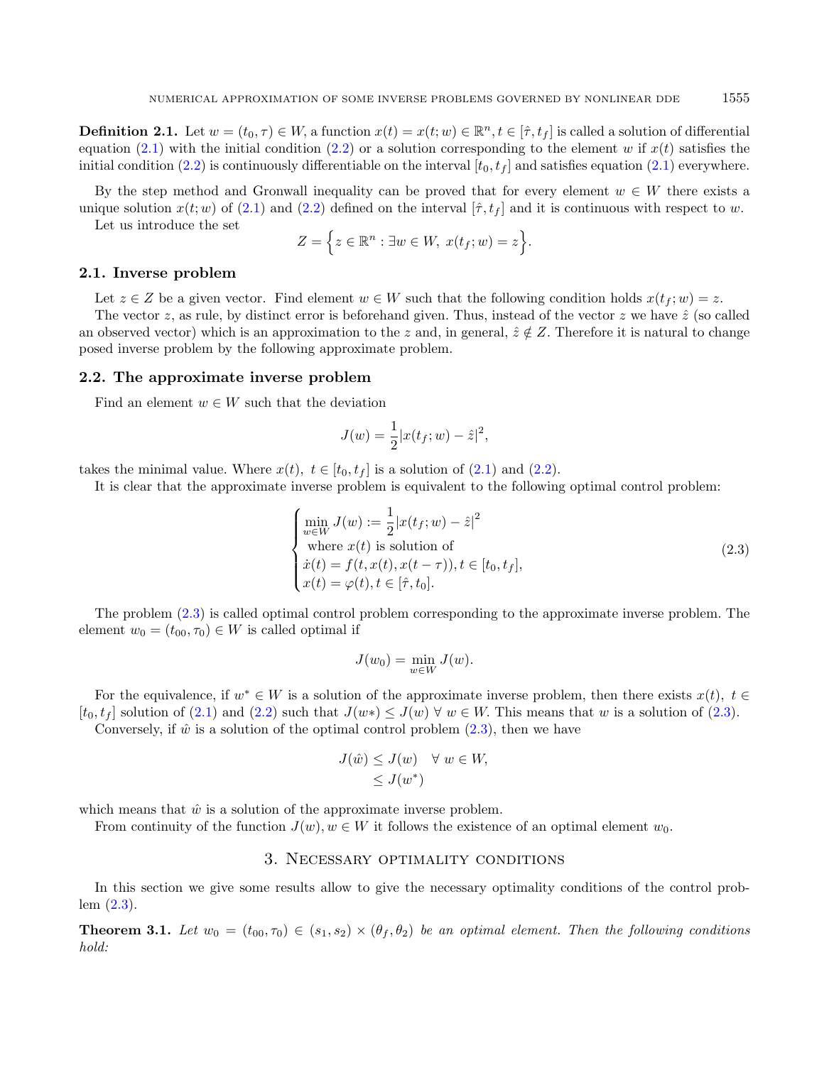**Definition 2.1.** Let $w = (t_0, \tau) \in W$, a function $x(t) = x(t; w) \in \mathbb{R}^n, t \in [\hat{\tau}, t_f]$ is called a solution of differential equation (2.1) with the initial condition (2.2) or a solution corresponding to the element $w$ if $x(t)$ satisfies the initial condition (2.2) is continuously differentiable on the interval $[t_0, t_f]$ and satisfies equation (2.1) everywhere.

By the step method and Gronwall inequality can be proved that for every element $w \in W$ there exists a unique solution $x(t; w)$ of (2.1) and (2.2) defined on the interval $[\hat{\tau}, t_f]$ and it is continuous with respect to $w$.

Let us introduce the set

$$Z = \Big\{ z \in \mathbb{R}^n : \exists w \in W,\ x(t_f; w) = z \Big\}.$$

### 2.1. Inverse problem

Let $z \in Z$ be a given vector. Find element $w \in W$ such that the following condition holds $x(t_f; w) = z$.

The vector $z$, as rule, by distinct error is beforehand given. Thus, instead of the vector $z$ we have $\hat{z}$ (so called an observed vector) which is an approximation to the $z$ and, in general, $\hat{z} \notin Z$. Therefore it is natural to change posed inverse problem by the following approximate problem.

### 2.2. The approximate inverse problem

Find an element $w \in W$ such that the deviation

$$J(w) = \frac{1}{2} |x(t_f; w) - \hat{z}|^2,$$

takes the minimal value. Where $x(t),\ t \in [t_0, t_f]$ is a solution of (2.1) and (2.2).

It is clear that the approximate inverse problem is equivalent to the following optimal control problem:

$$\begin{cases} \min\limits_{w \in W} J(w) := \dfrac{1}{2} |x(t_f; w) - \hat{z}|^2 \\ \text{ where } x(t) \text{ is solution of} \\ \dot{x}(t) = f(t, x(t), x(t - \tau)), t \in [t_0, t_f], \\ x(t) = \varphi(t), t \in [\hat{\tau}, t_0]. \end{cases} \tag{2.3}$$

The problem (2.3) is called optimal control problem corresponding to the approximate inverse problem. The element $w_0 = (t_{00}, \tau_0) \in W$ is called optimal if

$$J(w_0) = \min_{w \in W} J(w).$$

For the equivalence, if $w^* \in W$ is a solution of the approximate inverse problem, then there exists $x(t),\ t \in [t_0, t_f]$ solution of (2.1) and (2.2) such that $J(w*) \le J(w)\ \forall\ w \in W$. This means that $w$ is a solution of (2.3).

Conversely, if $\hat{w}$ is a solution of the optimal control problem (2.3), then we have

$$\begin{aligned} J(\hat{w}) &\le J(w) \quad \forall\ w \in W, \\ &\le J(w^*) \end{aligned}$$

which means that $\hat{w}$ is a solution of the approximate inverse problem.

From continuity of the function $J(w), w \in W$ it follows the existence of an optimal element $w_0$.

## 3. Necessary optimality conditions

In this section we give some results allow to give the necessary optimality conditions of the control problem (2.3).

**Theorem 3.1.** *Let $w_0 = (t_{00}, \tau_0) \in (s_1, s_2) \times (\theta_f, \theta_2)$ be an optimal element. Then the following conditions hold:*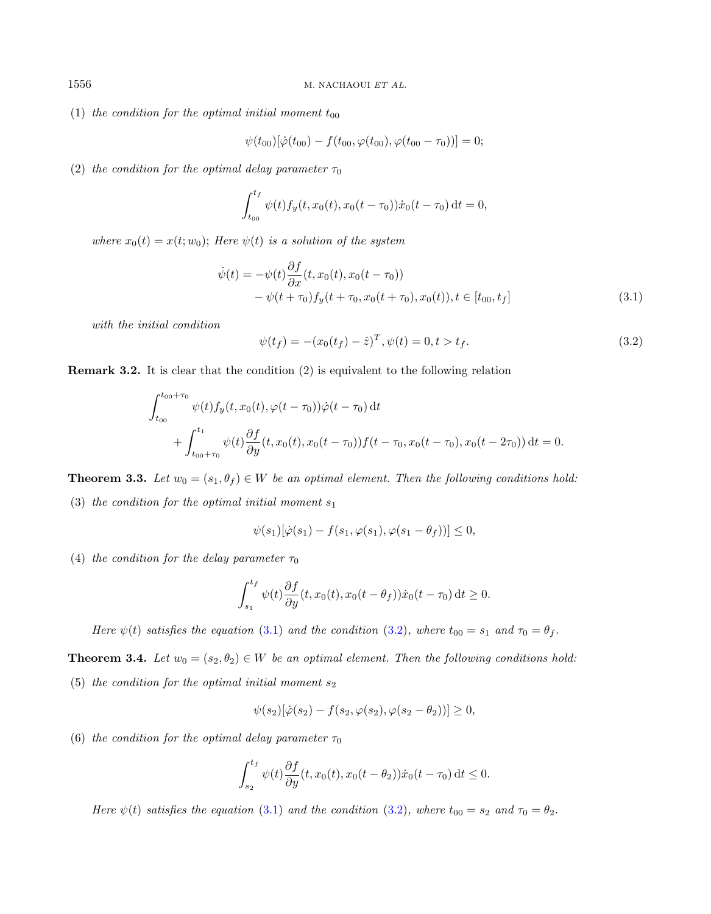(1) *the condition for the optimal initial moment* $t_{00}$

$$\psi(t_{00})[\dot{\varphi}(t_{00}) - f(t_{00}, \varphi(t_{00}), \varphi(t_{00} - \tau_0))] = 0;$$

(2) *the condition for the optimal delay parameter* $\tau_0$

$$\int_{t_{00}}^{t_f} \psi(t) f_y(t, x_0(t), x_0(t - \tau_0)) \dot{x}_0(t - \tau_0)\,\mathrm{d}t = 0,$$

*where* $x_0(t) = x(t; w_0)$*; Here* $\psi(t)$ *is a solution of the system*

$$\begin{aligned}\dot{\psi}(t) = & -\psi(t)\frac{\partial f}{\partial x}(t, x_0(t), x_0(t - \tau_0)) \\ & - \psi(t + \tau_0) f_y(t + \tau_0, x_0(t + \tau_0), x_0(t)), t \in [t_{00}, t_f]\end{aligned} \tag{3.1}$$

*with the initial condition*

$$\psi(t_f) = -(x_0(t_f) - \hat{z})^T, \psi(t) = 0, t > t_f. \tag{3.2}$$

**Remark 3.2.** It is clear that the condition (2) is equivalent to the following relation

$$\begin{aligned}&\int_{t_{00}}^{t_{00}+\tau_0} \psi(t) f_y(t, x_0(t), \varphi(t - \tau_0)) \dot{\varphi}(t - \tau_0)\,\mathrm{d}t \\ &\quad + \int_{t_{00}+\tau_0}^{t_1} \psi(t) \frac{\partial f}{\partial y}(t, x_0(t), x_0(t - \tau_0)) f(t - \tau_0, x_0(t - \tau_0), x_0(t - 2\tau_0))\,\mathrm{d}t = 0.\end{aligned}$$

**Theorem 3.3.** *Let* $w_0 = (s_1, \theta_f) \in W$ *be an optimal element. Then the following conditions hold:*

(3) *the condition for the optimal initial moment* $s_1$

$$\psi(s_1)[\dot{\varphi}(s_1) - f(s_1, \varphi(s_1), \varphi(s_1 - \theta_f))] \leq 0,$$

(4) *the condition for the delay parameter* $\tau_0$

$$\int_{s_1}^{t_f} \psi(t) \frac{\partial f}{\partial y}(t, x_0(t), x_0(t - \theta_f)) \dot{x}_0(t - \tau_0)\,\mathrm{d}t \geq 0.$$

*Here* $\psi(t)$ *satisfies the equation* (3.1) *and the condition* (3.2)*, where* $t_{00} = s_1$ *and* $\tau_0 = \theta_f$.

**Theorem 3.4.** *Let* $w_0 = (s_2, \theta_2) \in W$ *be an optimal element. Then the following conditions hold:*

(5) *the condition for the optimal initial moment* $s_2$

$$\psi(s_2)[\dot{\varphi}(s_2) - f(s_2, \varphi(s_2), \varphi(s_2 - \theta_2))] \geq 0,$$

(6) *the condition for the optimal delay parameter* $\tau_0$

$$\int_{s_2}^{t_f} \psi(t) \frac{\partial f}{\partial y}(t, x_0(t), x_0(t - \theta_2)) \dot{x}_0(t - \tau_0)\,\mathrm{d}t \leq 0.$$

*Here* $\psi(t)$ *satisfies the equation* (3.1) *and the condition* (3.2)*, where* $t_{00} = s_2$ *and* $\tau_0 = \theta_2$.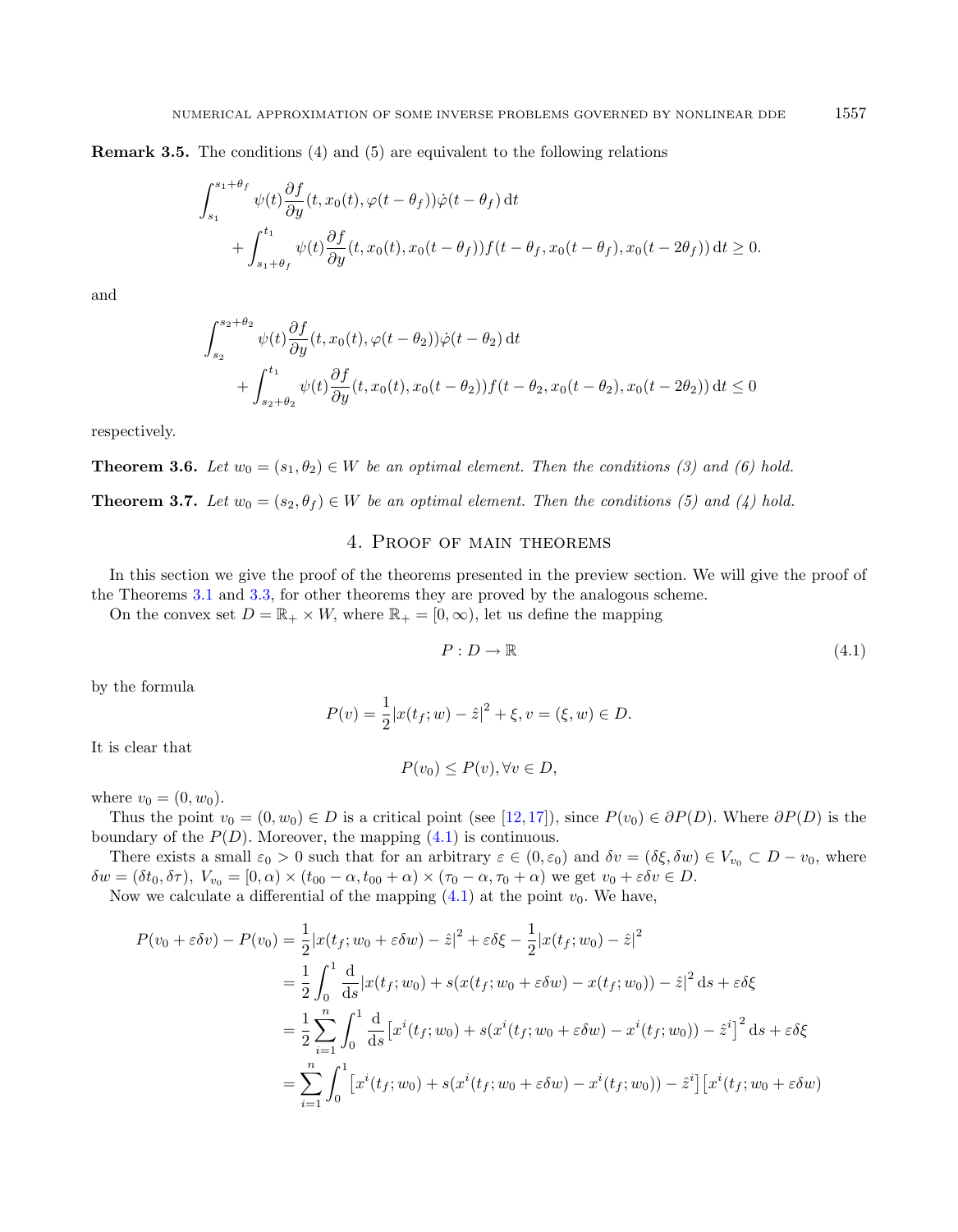**Remark 3.5.** The conditions (4) and (5) are equivalent to the following relations

$$\int_{s_1}^{s_1+\theta_f} \psi(t)\frac{\partial f}{\partial y}(t, x_0(t), \varphi(t-\theta_f))\dot{\varphi}(t-\theta_f)\,\mathrm{d}t + \int_{s_1+\theta_f}^{t_1} \psi(t)\frac{\partial f}{\partial y}(t, x_0(t), x_0(t-\theta_f))f(t-\theta_f, x_0(t-\theta_f), x_0(t-2\theta_f))\,\mathrm{d}t \geq 0.$$

and

$$\int_{s_2}^{s_2+\theta_2} \psi(t)\frac{\partial f}{\partial y}(t, x_0(t), \varphi(t-\theta_2))\dot{\varphi}(t-\theta_2)\,\mathrm{d}t + \int_{s_2+\theta_2}^{t_1} \psi(t)\frac{\partial f}{\partial y}(t, x_0(t), x_0(t-\theta_2))f(t-\theta_2, x_0(t-\theta_2), x_0(t-2\theta_2))\,\mathrm{d}t \leq 0$$

respectively.

**Theorem 3.6.** *Let $w_0 = (s_1, \theta_2) \in W$ be an optimal element. Then the conditions (3) and (6) hold.*

**Theorem 3.7.** *Let $w_0 = (s_2, \theta_f) \in W$ be an optimal element. Then the conditions (5) and (4) hold.*

## 4. Proof of main theorems

In this section we give the proof of the theorems presented in the preview section. We will give the proof of the Theorems 3.1 and 3.3, for other theorems they are proved by the analogous scheme.

On the convex set $D = \mathbb{R}_+ \times W$, where $\mathbb{R}_+ = [0, \infty)$, let us define the mapping

$$P : D \to \mathbb{R} \tag{4.1}$$

by the formula

$$P(v) = \frac{1}{2}|x(t_f; w) - \hat{z}|^2 + \xi, v = (\xi, w) \in D.$$

It is clear that

$$P(v_0) \leq P(v), \forall v \in D,$$

where $v_0 = (0, w_0)$.

Thus the point $v_0 = (0, w_0) \in D$ is a critical point (see [12,17]), since $P(v_0) \in \partial P(D)$. Where $\partial P(D)$ is the boundary of the $P(D)$. Moreover, the mapping (4.1) is continuous.

There exists a small $\varepsilon_0 > 0$ such that for an arbitrary $\varepsilon \in (0, \varepsilon_0)$ and $\delta v = (\delta\xi, \delta w) \in V_{v_0} \subset D - v_0$, where $\delta w = (\delta t_0, \delta\tau)$, $V_{v_0} = [0, \alpha) \times (t_{00} - \alpha, t_{00} + \alpha) \times (\tau_0 - \alpha, \tau_0 + \alpha)$ we get $v_0 + \varepsilon\delta v \in D$.

Now we calculate a differential of the mapping (4.1) at the point $v_0$. We have,

$$\begin{aligned}
P(v_0 + \varepsilon\delta v) - P(v_0) &= \frac{1}{2}|x(t_f; w_0 + \varepsilon\delta w) - \hat{z}|^2 + \varepsilon\delta\xi - \frac{1}{2}|x(t_f; w_0) - \hat{z}|^2 \\
&= \frac{1}{2}\int_0^1 \frac{\mathrm{d}}{\mathrm{d}s}|x(t_f; w_0) + s(x(t_f; w_0 + \varepsilon\delta w) - x(t_f; w_0)) - \hat{z}|^2\,\mathrm{d}s + \varepsilon\delta\xi \\
&= \frac{1}{2}\sum_{i=1}^{n}\int_0^1 \frac{\mathrm{d}}{\mathrm{d}s}\left[x^i(t_f; w_0) + s(x^i(t_f; w_0 + \varepsilon\delta w) - x^i(t_f; w_0)) - \hat{z}^i\right]^2\mathrm{d}s + \varepsilon\delta\xi \\
&= \sum_{i=1}^{n}\int_0^1 \left[x^i(t_f; w_0) + s(x^i(t_f; w_0 + \varepsilon\delta w) - x^i(t_f; w_0)) - \hat{z}^i\right]\left[x^i(t_f; w_0 + \varepsilon\delta w)\right.
\end{aligned}$$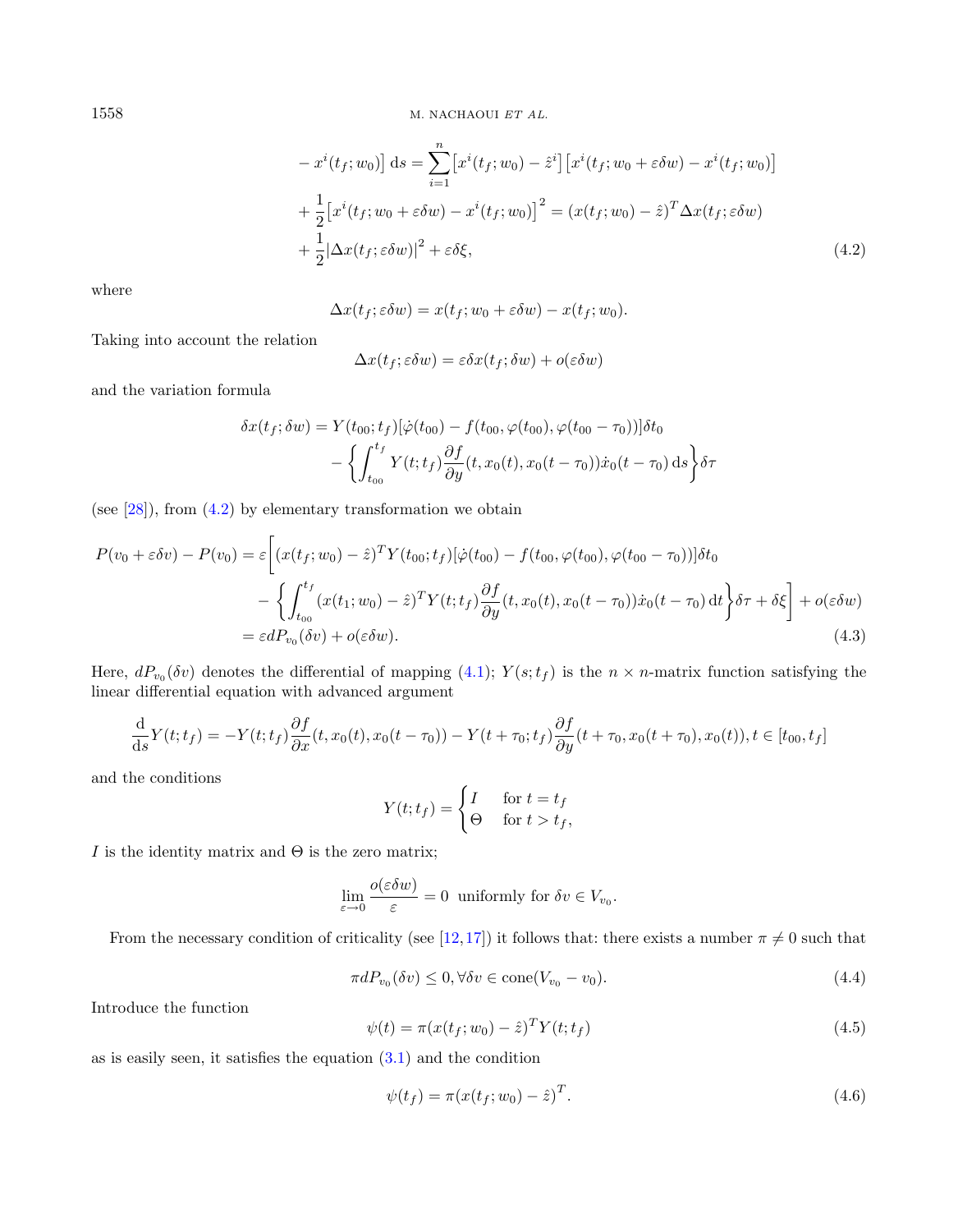$$
\begin{aligned}
&- x^i(t_f;w_0)\big]\,\mathrm{d}s = \sum_{i=1}^{n}\big[x^i(t_f;w_0)-\hat{z}^i\big]\big[x^i(t_f;w_0+\varepsilon\delta w)-x^i(t_f;w_0)\big] \\
&+ \frac{1}{2}\big[x^i(t_f;w_0+\varepsilon\delta w)-x^i(t_f;w_0)\big]^2 = (x(t_f;w_0)-\hat{z})^T\Delta x(t_f;\varepsilon\delta w) \\
&+ \frac{1}{2}\big|\Delta x(t_f;\varepsilon\delta w)\big|^2 + \varepsilon\delta\xi, 
\end{aligned}
\tag{4.2}
$$

where

$$
\Delta x(t_f;\varepsilon\delta w) = x(t_f;w_0+\varepsilon\delta w) - x(t_f;w_0).
$$

Taking into account the relation

$$
\Delta x(t_f;\varepsilon\delta w) = \varepsilon\delta x(t_f;\delta w) + o(\varepsilon\delta w)
$$

and the variation formula

$$
\begin{aligned}
\delta x(t_f;\delta w) &= Y(t_{00};t_f)[\dot{\varphi}(t_{00}) - f(t_{00},\varphi(t_{00}),\varphi(t_{00}-\tau_0))]\delta t_0 \\
&\quad - \left\{\int_{t_{00}}^{t_f} Y(t;t_f)\frac{\partial f}{\partial y}(t,x_0(t),x_0(t-\tau_0))\dot{x}_0(t-\tau_0)\,\mathrm{d}s\right\}\delta\tau
\end{aligned}
$$

(see [28]), from (4.2) by elementary transformation we obtain

$$
\begin{aligned}
P(v_0+\varepsilon\delta v) - P(v_0) &= \varepsilon\bigg[(x(t_f;w_0)-\hat{z})^T Y(t_{00};t_f)[\dot{\varphi}(t_{00}) - f(t_{00},\varphi(t_{00}),\varphi(t_{00}-\tau_0))]\delta t_0 \\
&\quad - \left\{\int_{t_{00}}^{t_f}(x(t_1;w_0)-\hat{z})^T Y(t;t_f)\frac{\partial f}{\partial y}(t,x_0(t),x_0(t-\tau_0))\dot{x}_0(t-\tau_0)\,\mathrm{d}t\right\}\delta\tau + \delta\xi\bigg] + o(\varepsilon\delta w) \\
&= \varepsilon dP_{v_0}(\delta v) + o(\varepsilon\delta w).
\end{aligned}
\tag{4.3}
$$

Here, $dP_{v_0}(\delta v)$ denotes the differential of mapping (4.1); $Y(s;t_f)$ is the $n\times n$-matrix function satisfying the linear differential equation with advanced argument

$$
\frac{\mathrm{d}}{\mathrm{d}s}Y(t;t_f) = -Y(t;t_f)\frac{\partial f}{\partial x}(t,x_0(t),x_0(t-\tau_0)) - Y(t+\tau_0;t_f)\frac{\partial f}{\partial y}(t+\tau_0,x_0(t+\tau_0),x_0(t)), t\in[t_{00},t_f]
$$

and the conditions

$$
Y(t;t_f) = \begin{cases} I & \text{for } t = t_f \\ \Theta & \text{for } t > t_f, \end{cases}
$$

$I$ is the identity matrix and $\Theta$ is the zero matrix;

$$
\lim_{\varepsilon\to 0}\frac{o(\varepsilon\delta w)}{\varepsilon} = 0 \;\text{ uniformly for } \delta v\in V_{v_0}.
$$

From the necessary condition of criticality (see [12,17]) it follows that: there exists a number $\pi\neq 0$ such that

$$
\pi dP_{v_0}(\delta v) \le 0, \forall\delta v\in \operatorname{cone}(V_{v_0}-v_0).
\tag{4.4}
$$

Introduce the function

$$
\psi(t) = \pi(x(t_f;w_0)-\hat{z})^T Y(t;t_f)
\tag{4.5}
$$

as is easily seen, it satisfies the equation (3.1) and the condition

$$
\psi(t_f) = \pi(x(t_f;w_0)-\hat{z})^T.
\tag{4.6}
$$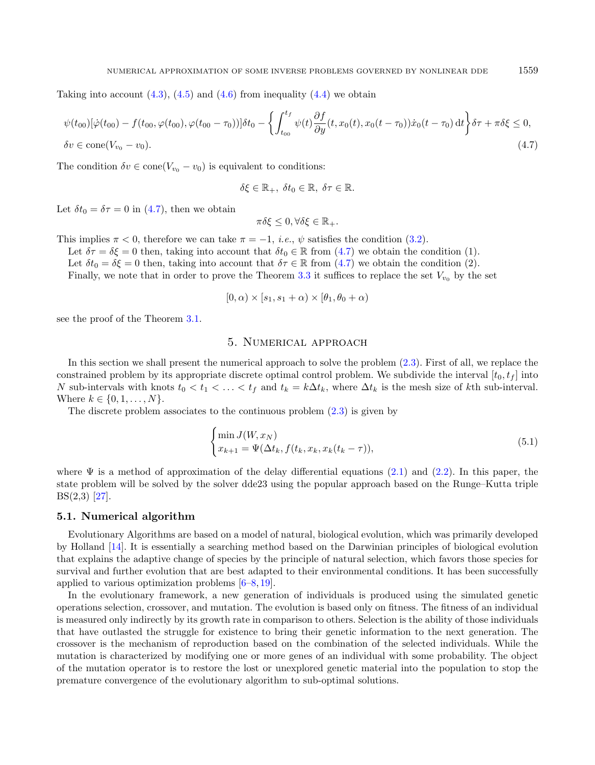Taking into account (4.3), (4.5) and (4.6) from inequality (4.4) we obtain

$$
\begin{aligned}
&\psi(t_{00})[\dot{\varphi}(t_{00}) - f(t_{00}, \varphi(t_{00}), \varphi(t_{00} - \tau_0))]\delta t_0 - \left\{ \int_{t_{00}}^{t_f} \psi(t) \frac{\partial f}{\partial y}(t, x_0(t), x_0(t - \tau_0)) \dot{x}_0(t - \tau_0) \, \mathrm{d}t \right\} \delta\tau + \pi \delta\xi \leq 0, \\
&\delta v \in \mathrm{cone}(V_{v_0} - v_0).
\end{aligned} \tag{4.7}
$$

The condition $\delta v \in \mathrm{cone}(V_{v_0} - v_0)$ is equivalent to conditions:

$$\delta\xi \in \mathbb{R}_+, \; \delta t_0 \in \mathbb{R}, \; \delta\tau \in \mathbb{R}.$$

Let $\delta t_0 = \delta\tau = 0$ in (4.7), then we obtain

$$\pi \delta\xi \leq 0, \forall \delta\xi \in \mathbb{R}_+.$$

This implies $\pi < 0$, therefore we can take $\pi = -1$, *i.e.*, $\psi$ satisfies the condition (3.2).

Let $\delta\tau = \delta\xi = 0$ then, taking into account that $\delta t_0 \in \mathbb{R}$ from (4.7) we obtain the condition (1).

Let $\delta t_0 = \delta\xi = 0$ then, taking into account that $\delta\tau \in \mathbb{R}$ from (4.7) we obtain the condition (2).

Finally, we note that in order to prove the Theorem 3.3 it suffices to replace the set $V_{v_0}$ by the set

$$[0, \alpha) \times [s_1, s_1 + \alpha) \times [\theta_1, \theta_0 + \alpha)$$

see the proof of the Theorem 3.1.

## 5. Numerical approach

In this section we shall present the numerical approach to solve the problem (2.3). First of all, we replace the constrained problem by its appropriate discrete optimal control problem. We subdivide the interval $[t_0, t_f]$ into $N$ sub-intervals with knots $t_0 < t_1 < \ldots < t_f$ and $t_k = k\Delta t_k$, where $\Delta t_k$ is the mesh size of $k$th sub-interval. Where $k \in \{0, 1, \ldots, N\}$.

The discrete problem associates to the continuous problem (2.3) is given by

$$
\begin{cases}
\min J(W, x_N) \\
x_{k+1} = \Psi(\Delta t_k, f(t_k, x_k, x_k(t_k - \tau)),
\end{cases} \tag{5.1}
$$

where $\Psi$ is a method of approximation of the delay differential equations (2.1) and (2.2). In this paper, the state problem will be solved by the solver dde23 using the popular approach based on the Runge–Kutta triple BS(2,3) [27].

### 5.1. Numerical algorithm

Evolutionary Algorithms are based on a model of natural, biological evolution, which was primarily developed by Holland [14]. It is essentially a searching method based on the Darwinian principles of biological evolution that explains the adaptive change of species by the principle of natural selection, which favors those species for survival and further evolution that are best adapted to their environmental conditions. It has been successfully applied to various optimization problems [6–8, 19].

In the evolutionary framework, a new generation of individuals is produced using the simulated genetic operations selection, crossover, and mutation. The evolution is based only on fitness. The fitness of an individual is measured only indirectly by its growth rate in comparison to others. Selection is the ability of those individuals that have outlasted the struggle for existence to bring their genetic information to the next generation. The crossover is the mechanism of reproduction based on the combination of the selected individuals. While the mutation is characterized by modifying one or more genes of an individual with some probability. The object of the mutation operator is to restore the lost or unexplored genetic material into the population to stop the premature convergence of the evolutionary algorithm to sub-optimal solutions.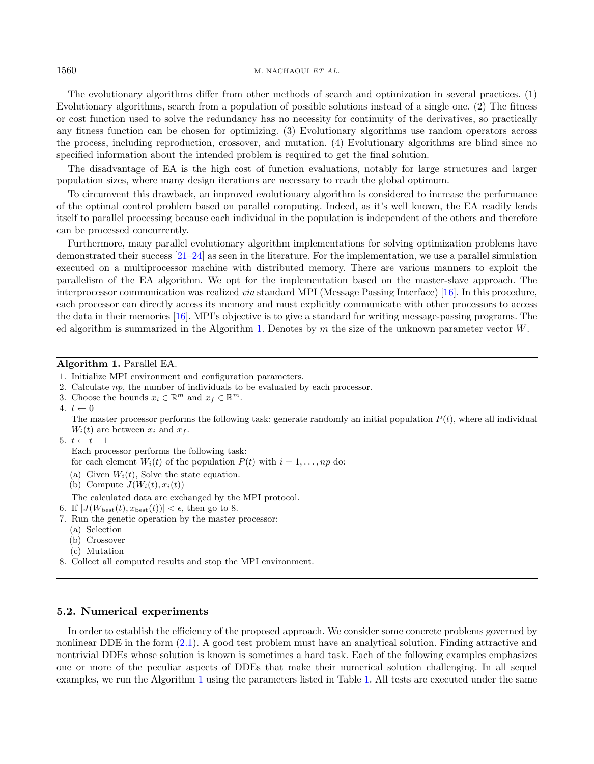The evolutionary algorithms differ from other methods of search and optimization in several practices. (1) Evolutionary algorithms, search from a population of possible solutions instead of a single one. (2) The fitness or cost function used to solve the redundancy has no necessity for continuity of the derivatives, so practically any fitness function can be chosen for optimizing. (3) Evolutionary algorithms use random operators across the process, including reproduction, crossover, and mutation. (4) Evolutionary algorithms are blind since no specified information about the intended problem is required to get the final solution.

The disadvantage of EA is the high cost of function evaluations, notably for large structures and larger population sizes, where many design iterations are necessary to reach the global optimum.

To circumvent this drawback, an improved evolutionary algorithm is considered to increase the performance of the optimal control problem based on parallel computing. Indeed, as it's well known, the EA readily lends itself to parallel processing because each individual in the population is independent of the others and therefore can be processed concurrently.

Furthermore, many parallel evolutionary algorithm implementations for solving optimization problems have demonstrated their success [21–24] as seen in the literature. For the implementation, we use a parallel simulation executed on a multiprocessor machine with distributed memory. There are various manners to exploit the parallelism of the EA algorithm. We opt for the implementation based on the master-slave approach. The interprocessor communication was realized *via* standard MPI (Message Passing Interface) [16]. In this procedure, each processor can directly access its memory and must explicitly communicate with other processors to access the data in their memories [16]. MPI's objective is to give a standard for writing message-passing programs. The ed algorithm is summarized in the Algorithm 1. Denotes by $m$ the size of the unknown parameter vector $W$.

---

**Algorithm 1.** Parallel EA.

1. Initialize MPI environment and configuration parameters.
2. Calculate $np$, the number of individuals to be evaluated by each processor.
3. Choose the bounds $x_i \in \mathbb{R}^m$ and $x_f \in \mathbb{R}^m$.
4. $t \leftarrow 0$

   The master processor performs the following task: generate randomly an initial population $P(t)$, where all individual $W_i(t)$ are between $x_i$ and $x_f$.
5. $t \leftarrow t + 1$

   Each processor performs the following task:
   for each element $W_i(t)$ of the population $P(t)$ with $i = 1, \ldots, np$ do:
   - (a) Given $W_i(t)$, Solve the state equation.
   - (b) Compute $J(W_i(t), x_i(t))$

   The calculated data are exchanged by the MPI protocol.
6. If $|J(W_{\text{best}}(t), x_{\text{best}}(t))| < \epsilon$, then go to 8.
7. Run the genetic operation by the master processor:
   - (a) Selection
   - (b) Crossover
   - (c) Mutation
8. Collect all computed results and stop the MPI environment.

---

### 5.2. Numerical experiments

In order to establish the efficiency of the proposed approach. We consider some concrete problems governed by nonlinear DDE in the form (2.1). A good test problem must have an analytical solution. Finding attractive and nontrivial DDEs whose solution is known is sometimes a hard task. Each of the following examples emphasizes one or more of the peculiar aspects of DDEs that make their numerical solution challenging. In all sequel examples, we run the Algorithm 1 using the parameters listed in Table 1. All tests are executed under the same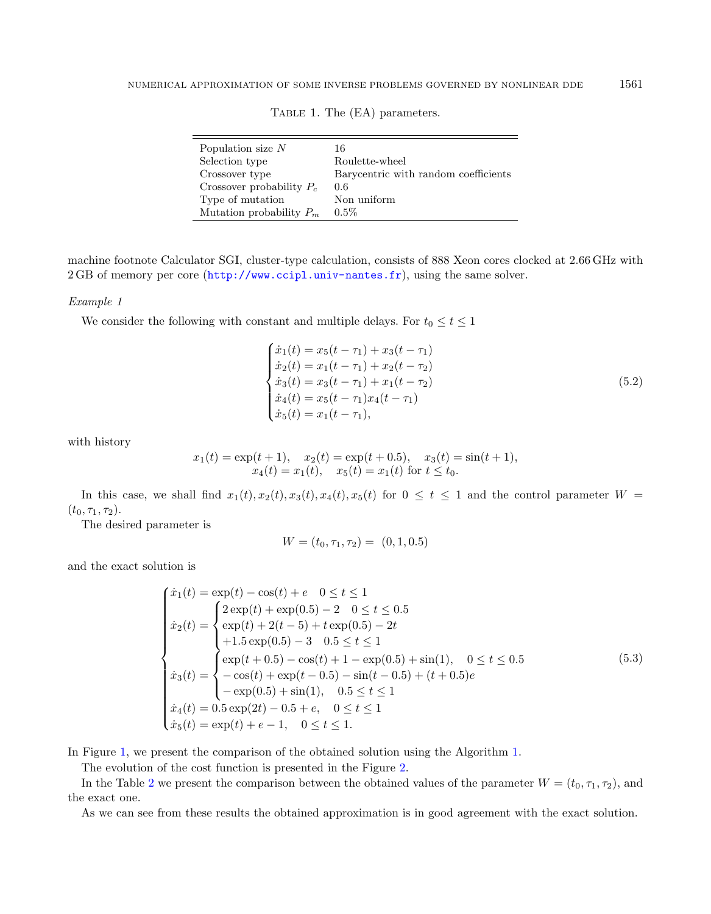Table 1. The (EA) parameters.

| | |
|---|---|
| Population size $N$ | 16 |
| Selection type | Roulette-wheel |
| Crossover type | Barycentric with random coefficients |
| Crossover probability $P_c$ | 0.6 |
| Type of mutation | Non uniform |
| Mutation probability $P_m$ | 0.5% |

machine footnote Calculator SGI, cluster-type calculation, consists of 888 Xeon cores clocked at 2.66 GHz with 2 GB of memory per core (http://www.ccipl.univ-nantes.fr), using the same solver.

*Example 1*

We consider the following with constant and multiple delays. For $t_0 \leq t \leq 1$

$$
\begin{cases}
\dot{x}_1(t) = x_5(t-\tau_1) + x_3(t-\tau_1) \\
\dot{x}_2(t) = x_1(t-\tau_1) + x_2(t-\tau_2) \\
\dot{x}_3(t) = x_3(t-\tau_1) + x_1(t-\tau_2) \\
\dot{x}_4(t) = x_5(t-\tau_1)x_4(t-\tau_1) \\
\dot{x}_5(t) = x_1(t-\tau_1),
\end{cases}
\tag{5.2}
$$

with history

$$
x_1(t) = \exp(t+1), \quad x_2(t) = \exp(t+0.5), \quad x_3(t) = \sin(t+1),
$$
$$
x_4(t) = x_1(t), \quad x_5(t) = x_1(t) \text{ for } t \leq t_0.
$$

In this case, we shall find $x_1(t), x_2(t), x_3(t), x_4(t), x_5(t)$ for $0 \leq t \leq 1$ and the control parameter $W = (t_0, \tau_1, \tau_2)$.

The desired parameter is

$$
W = (t_0, \tau_1, \tau_2) = \ (0, 1, 0.5)
$$

and the exact solution is

$$
\begin{cases}
\dot{x}_1(t) = \exp(t) - \cos(t) + e \quad 0 \leq t \leq 1 \\
\dot{x}_2(t) = \begin{cases} 2\exp(t) + \exp(0.5) - 2 \quad 0 \leq t \leq 0.5 \\ \exp(t) + 2(t-5) + t\exp(0.5) - 2t \\ +1.5\exp(0.5) - 3 \quad 0.5 \leq t \leq 1 \end{cases} \\
\dot{x}_3(t) = \begin{cases} \exp(t+0.5) - \cos(t) + 1 - \exp(0.5) + \sin(1), \quad 0 \leq t \leq 0.5 \\ -\cos(t) + \exp(t-0.5) - \sin(t-0.5) + (t+0.5)e \\ -\exp(0.5) + \sin(1), \quad 0.5 \leq t \leq 1 \end{cases} \\
\dot{x}_4(t) = 0.5\exp(2t) - 0.5 + e, \quad 0 \leq t \leq 1 \\
\dot{x}_5(t) = \exp(t) + e - 1, \quad 0 \leq t \leq 1.
\end{cases}
\tag{5.3}
$$

In Figure 1, we present the comparison of the obtained solution using the Algorithm 1.

The evolution of the cost function is presented in the Figure 2.

In the Table 2 we present the comparison between the obtained values of the parameter $W = (t_0, \tau_1, \tau_2)$, and the exact one.

As we can see from these results the obtained approximation is in good agreement with the exact solution.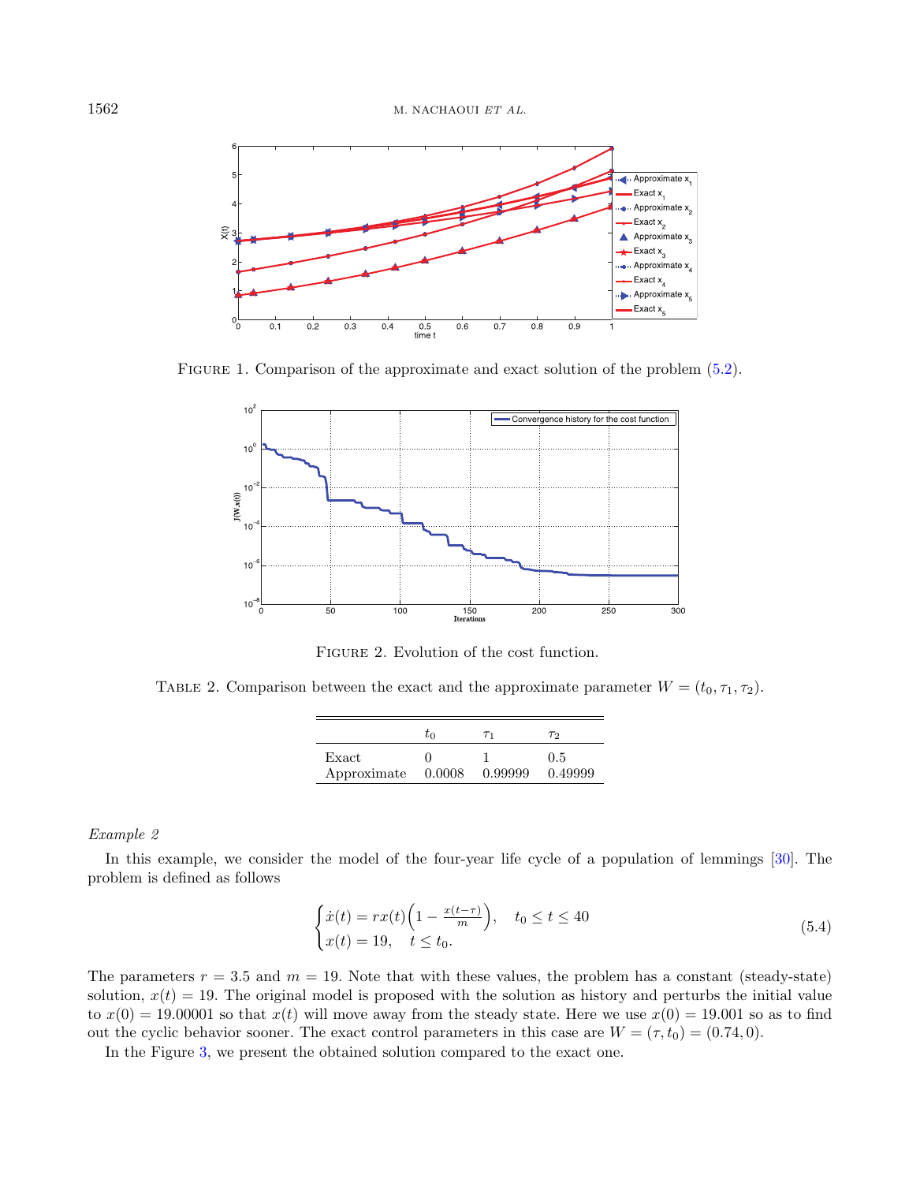FIGURE 1. Comparison of the approximate and exact solution of the problem (5.2).

FIGURE 2. Evolution of the cost function.

TABLE 2. Comparison between the exact and the approximate parameter $W = (t_0, \tau_1, \tau_2)$.

| | $t_0$ | $\tau_1$ | $\tau_2$ |
|---|---|---|---|
| Exact | 0 | 1 | 0.5 |
| Approximate | 0.0008 | 0.99999 | 0.49999 |

*Example 2*

In this example, we consider the model of the four-year life cycle of a population of lemmings [30]. The problem is defined as follows

$$\begin{cases} \dot{x}(t) = rx(t)\Big(1 - \frac{x(t-\tau)}{m}\Big), \quad t_0 \leq t \leq 40 \\ x(t) = 19, \quad t \leq t_0. \end{cases} \tag{5.4}$$

The parameters $r = 3.5$ and $m = 19$. Note that with these values, the problem has a constant (steady-state) solution, $x(t) = 19$. The original model is proposed with the solution as history and perturbs the initial value to $x(0) = 19.00001$ so that $x(t)$ will move away from the steady state. Here we use $x(0) = 19.001$ so as to find out the cyclic behavior sooner. The exact control parameters in this case are $W = (\tau, t_0) = (0.74, 0)$.

In the Figure 3, we present the obtained solution compared to the exact one.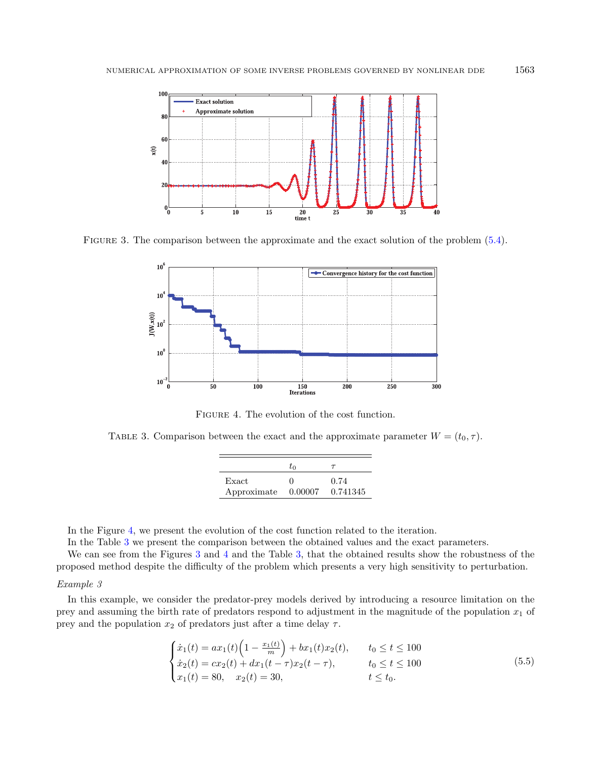FIGURE 3. The comparison between the approximate and the exact solution of the problem (5.4).

FIGURE 4. The evolution of the cost function.

TABLE 3. Comparison between the exact and the approximate parameter $W = (t_0, \tau)$.

| | $t_0$ | $\tau$ |
|---|---|---|
| Exact | 0 | 0.74 |
| Approximate | 0.00007 | 0.741345 |

In the Figure 4, we present the evolution of the cost function related to the iteration.

In the Table 3 we present the comparison between the obtained values and the exact parameters.

We can see from the Figures 3 and 4 and the Table 3, that the obtained results show the robustness of the proposed method despite the difficulty of the problem which presents a very high sensitivity to perturbation.

*Example 3*

In this example, we consider the predator-prey models derived by introducing a resource limitation on the prey and assuming the birth rate of predators respond to adjustment in the magnitude of the population $x_1$ of prey and the population $x_2$ of predators just after a time delay $\tau$.

$$\begin{cases} \dot{x}_1(t) = ax_1(t)\Big(1 - \frac{x_1(t)}{m}\Big) + bx_1(t)x_2(t), & t_0 \leq t \leq 100 \\ \dot{x}_2(t) = cx_2(t) + dx_1(t-\tau)x_2(t-\tau), & t_0 \leq t \leq 100 \\ x_1(t) = 80, \quad x_2(t) = 30, & t \leq t_0. \end{cases} \tag{5.5}$$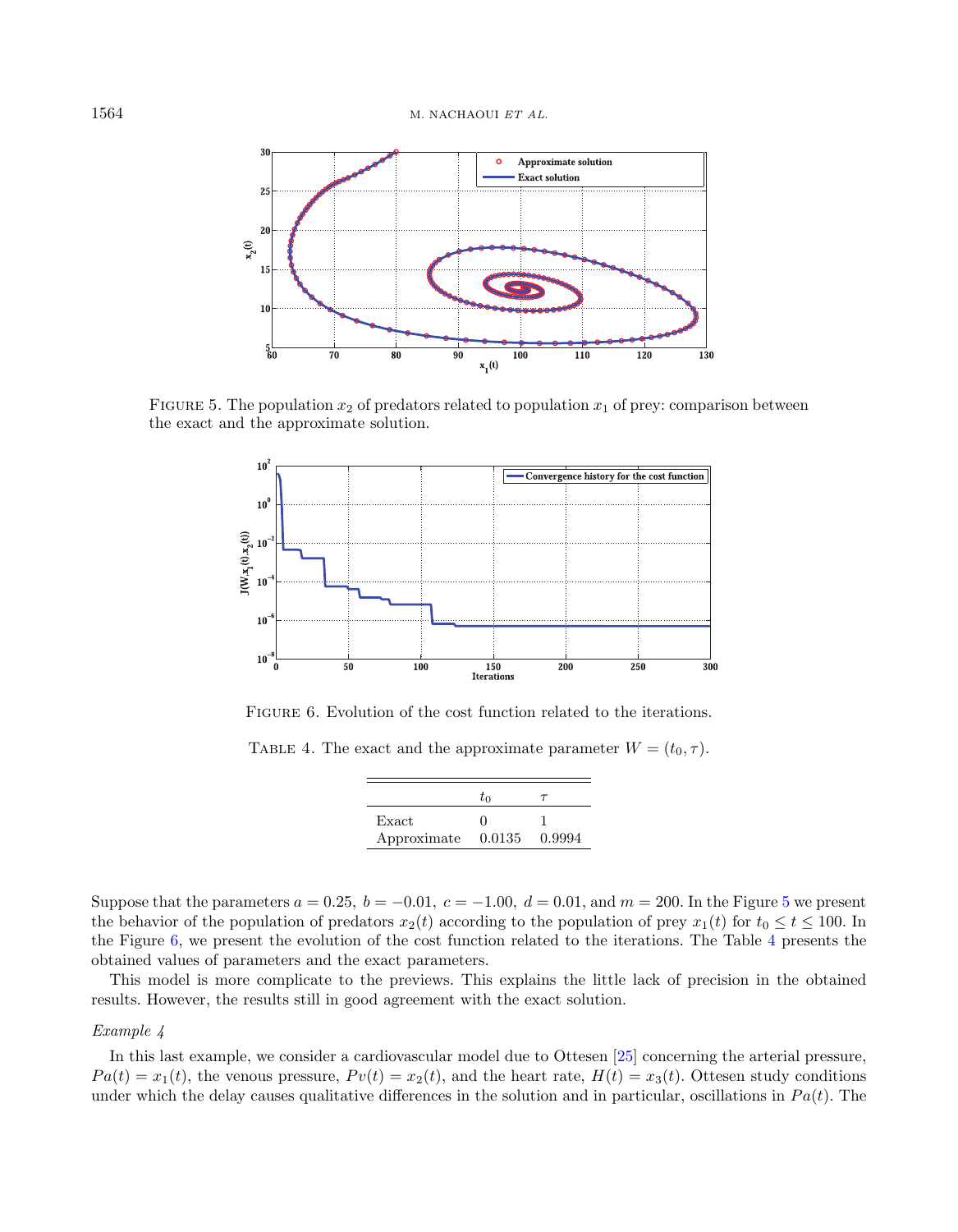Figure 5. The population $x_2$ of predators related to population $x_1$ of prey: comparison between the exact and the approximate solution.

Figure 6. Evolution of the cost function related to the iterations.

Table 4. The exact and the approximate parameter $W = (t_0, \tau)$.

| | $t_0$ | $\tau$ |
|---|---|---|
| Exact | 0 | 1 |
| Approximate | 0.0135 | 0.9994 |

Suppose that the parameters $a = 0.25,\ b = -0.01,\ c = -1.00,\ d = 0.01$, and $m = 200$. In the Figure 5 we present the behavior of the population of predators $x_2(t)$ according to the population of prey $x_1(t)$ for $t_0 \leq t \leq 100$. In the Figure 6, we present the evolution of the cost function related to the iterations. The Table 4 presents the obtained values of parameters and the exact parameters.

This model is more complicate to the previews. This explains the little lack of precision in the obtained results. However, the results still in good agreement with the exact solution.

*Example 4*

In this last example, we consider a cardiovascular model due to Ottesen [25] concerning the arterial pressure, $Pa(t) = x_1(t)$, the venous pressure, $Pv(t) = x_2(t)$, and the heart rate, $H(t) = x_3(t)$. Ottesen study conditions under which the delay causes qualitative differences in the solution and in particular, oscillations in $Pa(t)$. The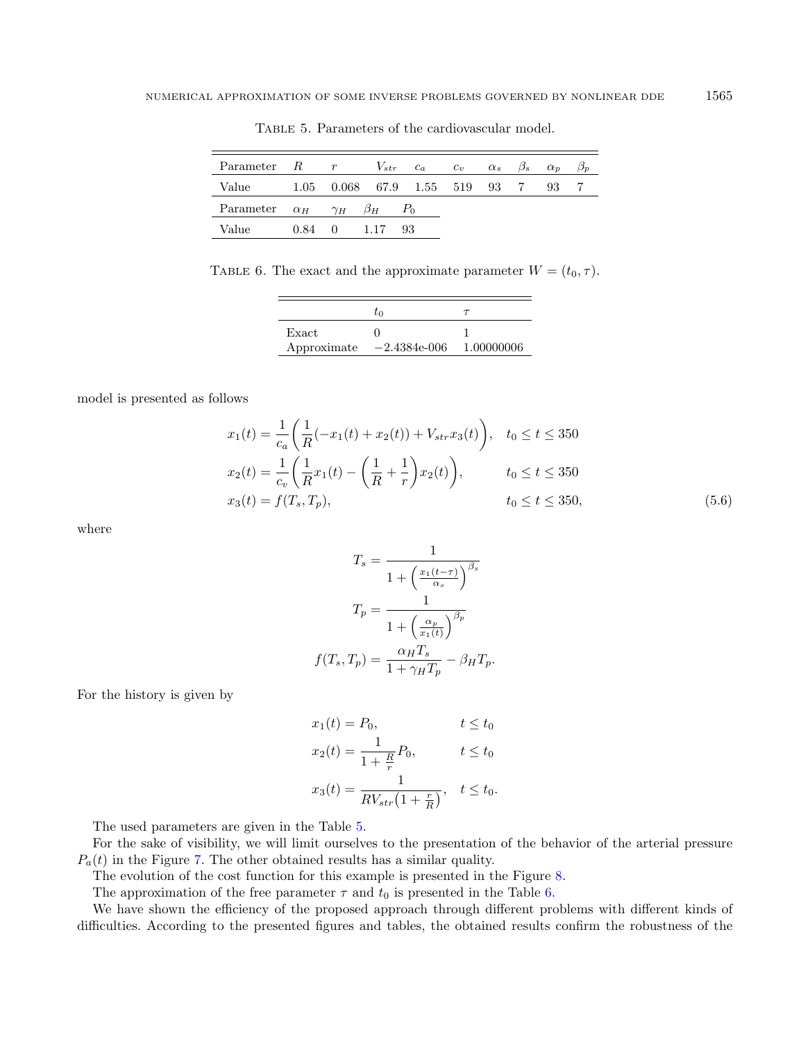TABLE 5. Parameters of the cardiovascular model.

| Parameter | $R$ | $r$ | $V_{str}$ | $c_a$ | $c_v$ | $\alpha_s$ | $\beta_s$ | $\alpha_p$ | $\beta_p$ |
|---|---|---|---|---|---|---|---|---|---|
| Value | 1.05 | 0.068 | 67.9 | 1.55 | 519 | 93 | 7 | 93 | 7 |
| Parameter | $\alpha_H$ | $\gamma_H$ | $\beta_H$ | $P_0$ | | | | | |
| Value | 0.84 | 0 | 1.17 | 93 | | | | | |

TABLE 6. The exact and the approximate parameter $W = (t_0, \tau)$.

| | $t_0$ | $\tau$ |
|---|---|---|
| Exact | 0 | 1 |
| Approximate | −2.4384e-006 | 1.00000006 |

model is presented as follows

$$
\begin{aligned}
x_1(t) &= \frac{1}{c_a}\left(\frac{1}{R}(-x_1(t) + x_2(t)) + V_{str}x_3(t)\right), && t_0 \leq t \leq 350 \\
x_2(t) &= \frac{1}{c_v}\left(\frac{1}{R}x_1(t) - \left(\frac{1}{R} + \frac{1}{r}\right)x_2(t)\right), && t_0 \leq t \leq 350 \\
x_3(t) &= f(T_s, T_p), && t_0 \leq t \leq 350,
\end{aligned}
\tag{5.6}
$$

where

$$
T_s = \frac{1}{1 + \left(\frac{x_1(t-\tau)}{\alpha_s}\right)^{\beta_s}}
$$

$$
T_p = \frac{1}{1 + \left(\frac{\alpha_p}{x_1(t)}\right)^{\beta_p}}
$$

$$
f(T_s, T_p) = \frac{\alpha_H T_s}{1 + \gamma_H T_p} - \beta_H T_p.
$$

For the history is given by

$$
\begin{aligned}
x_1(t) &= P_0, && t \leq t_0 \\
x_2(t) &= \frac{1}{1 + \frac{R}{r}}P_0, && t \leq t_0 \\
x_3(t) &= \frac{1}{RV_{str}\left(1 + \frac{r}{R}\right)}, && t \leq t_0.
\end{aligned}
$$

The used parameters are given in the Table 5.

For the sake of visibility, we will limit ourselves to the presentation of the behavior of the arterial pressure $P_a(t)$ in the Figure 7. The other obtained results has a similar quality.

The evolution of the cost function for this example is presented in the Figure 8.

The approximation of the free parameter $\tau$ and $t_0$ is presented in the Table 6.

We have shown the efficiency of the proposed approach through different problems with different kinds of difficulties. According to the presented figures and tables, the obtained results confirm the robustness of the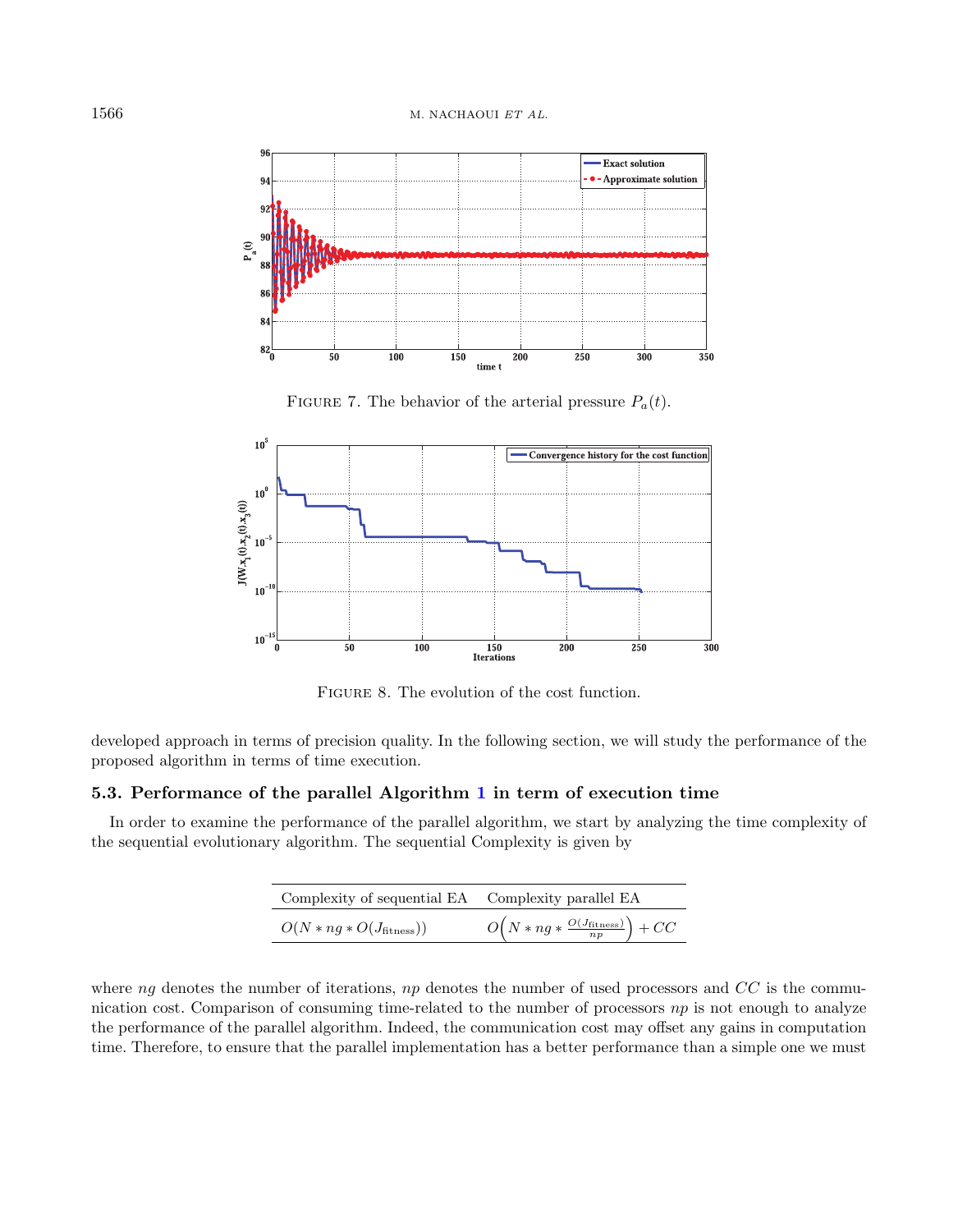FIGURE 7. The behavior of the arterial pressure $P_a(t)$.

FIGURE 8. The evolution of the cost function.

developed approach in terms of precision quality. In the following section, we will study the performance of the proposed algorithm in terms of time execution.

### 5.3. Performance of the parallel Algorithm 1 in term of execution time

In order to examine the performance of the parallel algorithm, we start by analyzing the time complexity of the sequential evolutionary algorithm. The sequential Complexity is given by

| Complexity of sequential EA | Complexity parallel EA |
|---|---|
| $O(N * ng * O(J_{\text{fitness}}))$ | $O\Big(N * ng * \frac{O(J_{\text{fitness}})}{np}\Big) + CC$ |

where $ng$ denotes the number of iterations, $np$ denotes the number of used processors and $CC$ is the communication cost. Comparison of consuming time-related to the number of processors $np$ is not enough to analyze the performance of the parallel algorithm. Indeed, the communication cost may offset any gains in computation time. Therefore, to ensure that the parallel implementation has a better performance than a simple one we must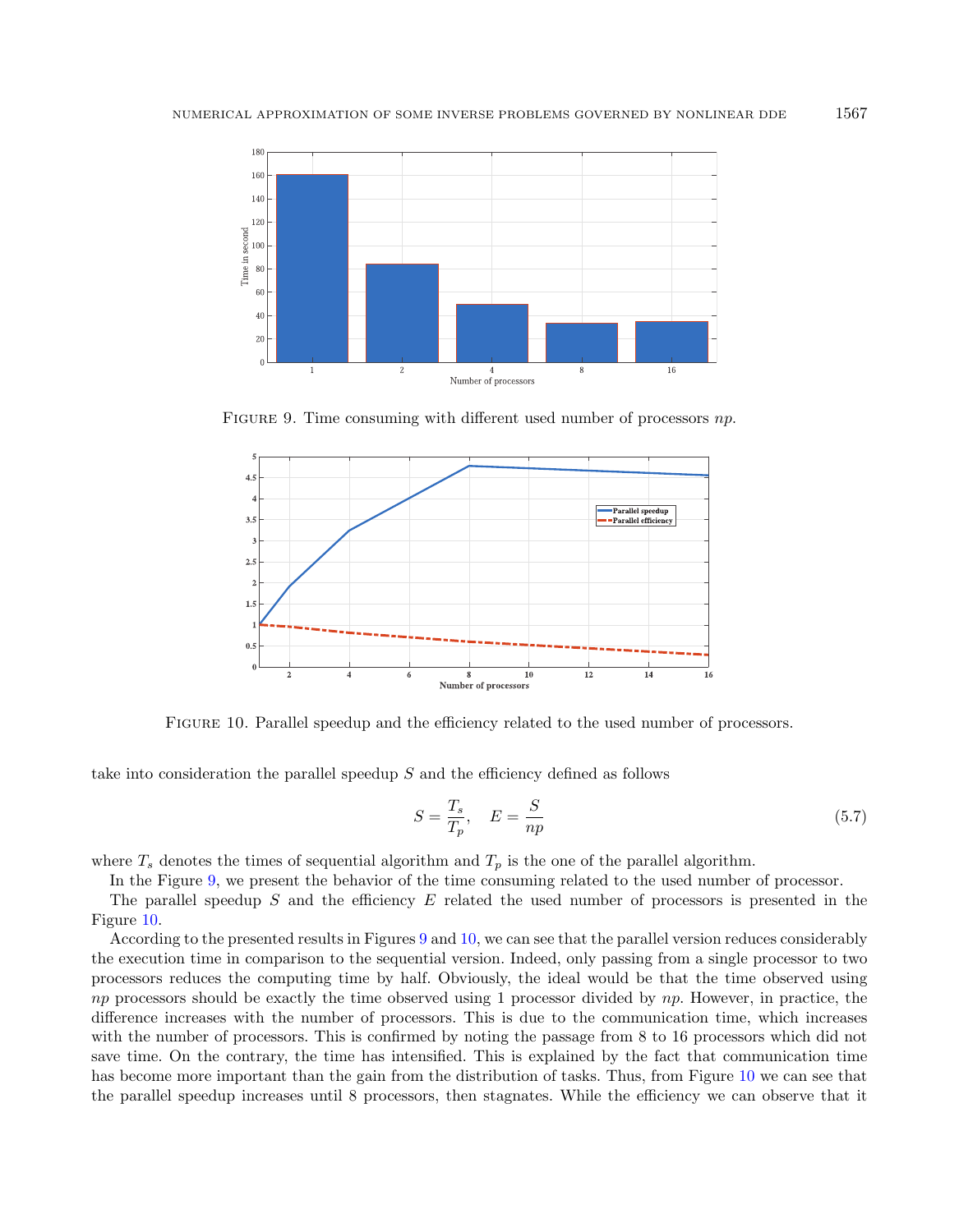FIGURE 9. Time consuming with different used number of processors $np$.

FIGURE 10. Parallel speedup and the efficiency related to the used number of processors.

take into consideration the parallel speedup $S$ and the efficiency defined as follows

$$S = \frac{T_s}{T_p}, \quad E = \frac{S}{np} \tag{5.7}$$

where $T_s$ denotes the times of sequential algorithm and $T_p$ is the one of the parallel algorithm.

In the Figure 9, we present the behavior of the time consuming related to the used number of processor.

The parallel speedup $S$ and the efficiency $E$ related the used number of processors is presented in the Figure 10.

According to the presented results in Figures 9 and 10, we can see that the parallel version reduces considerably the execution time in comparison to the sequential version. Indeed, only passing from a single processor to two processors reduces the computing time by half. Obviously, the ideal would be that the time observed using $np$ processors should be exactly the time observed using 1 processor divided by $np$. However, in practice, the difference increases with the number of processors. This is due to the communication time, which increases with the number of processors. This is confirmed by noting the passage from 8 to 16 processors which did not save time. On the contrary, the time has intensified. This is explained by the fact that communication time has become more important than the gain from the distribution of tasks. Thus, from Figure 10 we can see that the parallel speedup increases until 8 processors, then stagnates. While the efficiency we can observe that it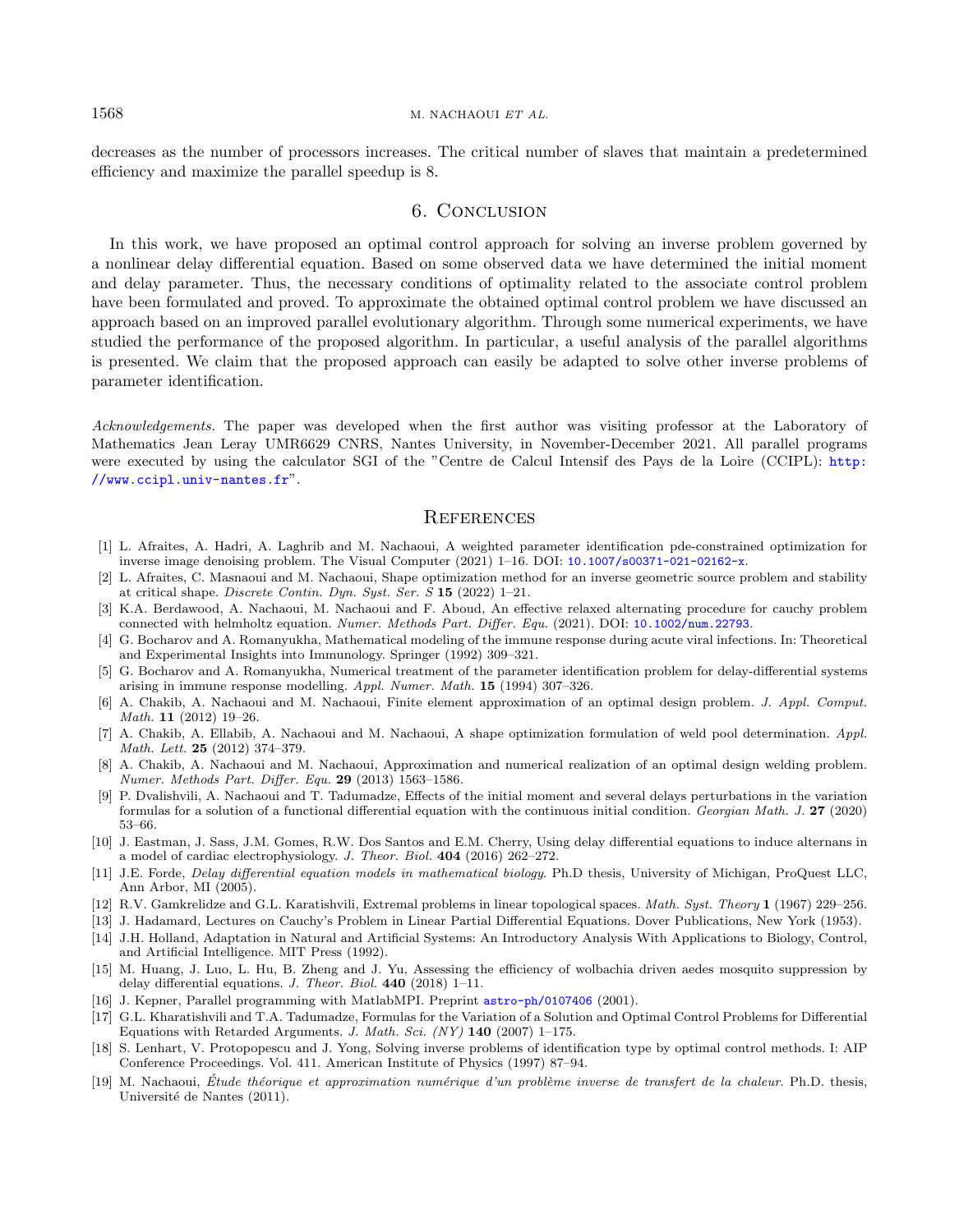decreases as the number of processors increases. The critical number of slaves that maintain a predetermined efficiency and maximize the parallel speedup is 8.

## 6. Conclusion

In this work, we have proposed an optimal control approach for solving an inverse problem governed by a nonlinear delay differential equation. Based on some observed data we have determined the initial moment and delay parameter. Thus, the necessary conditions of optimality related to the associate control problem have been formulated and proved. To approximate the obtained optimal control problem we have discussed an approach based on an improved parallel evolutionary algorithm. Through some numerical experiments, we have studied the performance of the proposed algorithm. In particular, a useful analysis of the parallel algorithms is presented. We claim that the proposed approach can easily be adapted to solve other inverse problems of parameter identification.

*Acknowledgements.* The paper was developed when the first author was visiting professor at the Laboratory of Mathematics Jean Leray UMR6629 CNRS, Nantes University, in November-December 2021. All parallel programs were executed by using the calculator SGI of the "Centre de Calcul Intensif des Pays de la Loire (CCIPL): http://www.ccipl.univ-nantes.fr".

## References

[1] L. Afraites, A. Hadri, A. Laghrib and M. Nachaoui, A weighted parameter identification pde-constrained optimization for inverse image denoising problem. The Visual Computer (2021) 1–16. DOI: 10.1007/s00371-021-02162-x.

[2] L. Afraites, C. Masnaoui and M. Nachaoui, Shape optimization method for an inverse geometric source problem and stability at critical shape. *Discrete Contin. Dyn. Syst. Ser. S* **15** (2022) 1–21.

[3] K.A. Berdawood, A. Nachaoui, M. Nachaoui and F. Aboud, An effective relaxed alternating procedure for cauchy problem connected with helmholtz equation. *Numer. Methods Part. Differ. Equ.* (2021). DOI: 10.1002/num.22793.

[4] G. Bocharov and A. Romanyukha, Mathematical modeling of the immune response during acute viral infections. In: Theoretical and Experimental Insights into Immunology. Springer (1992) 309–321.

[5] G. Bocharov and A. Romanyukha, Numerical treatment of the parameter identification problem for delay-differential systems arising in immune response modelling. *Appl. Numer. Math.* **15** (1994) 307–326.

[6] A. Chakib, A. Nachaoui and M. Nachaoui, Finite element approximation of an optimal design problem. *J. Appl. Comput. Math.* **11** (2012) 19–26.

[7] A. Chakib, A. Ellabib, A. Nachaoui and M. Nachaoui, A shape optimization formulation of weld pool determination. *Appl. Math. Lett.* **25** (2012) 374–379.

[8] A. Chakib, A. Nachaoui and M. Nachaoui, Approximation and numerical realization of an optimal design welding problem. *Numer. Methods Part. Differ. Equ.* **29** (2013) 1563–1586.

[9] P. Dvalishvili, A. Nachaoui and T. Tadumadze, Effects of the initial moment and several delays perturbations in the variation formulas for a solution of a functional differential equation with the continuous initial condition. *Georgian Math. J.* **27** (2020) 53–66.

[10] J. Eastman, J. Sass, J.M. Gomes, R.W. Dos Santos and E.M. Cherry, Using delay differential equations to induce alternans in a model of cardiac electrophysiology. *J. Theor. Biol.* **404** (2016) 262–272.

[11] J.E. Forde, *Delay differential equation models in mathematical biology*. Ph.D thesis, University of Michigan, ProQuest LLC, Ann Arbor, MI (2005).

[12] R.V. Gamkrelidze and G.L. Karatishvili, Extremal problems in linear topological spaces. *Math. Syst. Theory* **1** (1967) 229–256.

[13] J. Hadamard, Lectures on Cauchy's Problem in Linear Partial Differential Equations. Dover Publications, New York (1953).

[14] J.H. Holland, Adaptation in Natural and Artificial Systems: An Introductory Analysis With Applications to Biology, Control, and Artificial Intelligence. MIT Press (1992).

[15] M. Huang, J. Luo, L. Hu, B. Zheng and J. Yu, Assessing the efficiency of wolbachia driven aedes mosquito suppression by delay differential equations. *J. Theor. Biol.* **440** (2018) 1–11.

[16] J. Kepner, Parallel programming with MatlabMPI. Preprint astro-ph/0107406 (2001).

[17] G.L. Kharatishvili and T.A. Tadumadze, Formulas for the Variation of a Solution and Optimal Control Problems for Differential Equations with Retarded Arguments. *J. Math. Sci. (NY)* **140** (2007) 1–175.

[18] S. Lenhart, V. Protopopescu and J. Yong, Solving inverse problems of identification type by optimal control methods. I: AIP Conference Proceedings. Vol. 411. American Institute of Physics (1997) 87–94.

[19] M. Nachaoui, *Étude théorique et approximation numérique d'un problème inverse de transfert de la chaleur*. Ph.D. thesis, Université de Nantes (2011).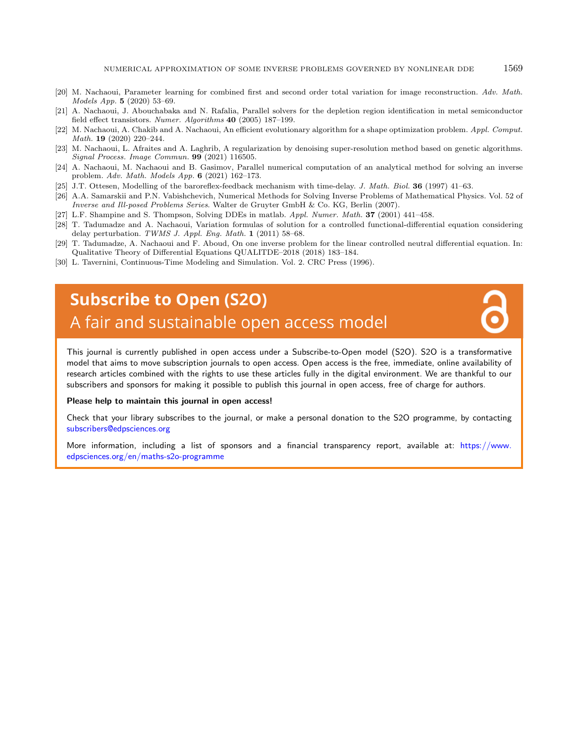[20] M. Nachaoui, Parameter learning for combined first and second order total variation for image reconstruction. *Adv. Math. Models App.* **5** (2020) 53–69.

[21] A. Nachaoui, J. Abouchabaka and N. Rafalia, Parallel solvers for the depletion region identification in metal semiconductor field effect transistors. *Numer. Algorithms* **40** (2005) 187–199.

[22] M. Nachaoui, A. Chakib and A. Nachaoui, An efficient evolutionary algorithm for a shape optimization problem. *Appl. Comput. Math.* **19** (2020) 220–244.

[23] M. Nachaoui, L. Afraites and A. Laghrib, A regularization by denoising super-resolution method based on genetic algorithms. *Signal Process. Image Commun.* **99** (2021) 116505.

[24] A. Nachaoui, M. Nachaoui and B. Gasimov, Parallel numerical computation of an analytical method for solving an inverse problem. *Adv. Math. Models App.* **6** (2021) 162–173.

[25] J.T. Ottesen, Modelling of the baroreflex-feedback mechanism with time-delay. *J. Math. Biol.* **36** (1997) 41–63.

[26] A.A. Samarskii and P.N. Vabishchevich, Numerical Methods for Solving Inverse Problems of Mathematical Physics. Vol. 52 of *Inverse and Ill-posed Problems Series*. Walter de Gruyter GmbH & Co. KG, Berlin (2007).

[27] L.F. Shampine and S. Thompson, Solving DDEs in matlab. *Appl. Numer. Math.* **37** (2001) 441–458.

[28] T. Tadumadze and A. Nachaoui, Variation formulas of solution for a controlled functional-differential equation considering delay perturbation. *TWMS J. Appl. Eng. Math.* **1** (2011) 58–68.

[29] T. Tadumadze, A. Nachaoui and F. Aboud, On one inverse problem for the linear controlled neutral differential equation. In: Qualitative Theory of Differential Equations QUALITDE–2018 (2018) 183–184.

[30] L. Tavernini, Continuous-Time Modeling and Simulation. Vol. 2. CRC Press (1996).

## Subscribe to Open (S2O)

### A fair and sustainable open access model

This journal is currently published in open access under a Subscribe-to-Open model (S2O). S2O is a transformative model that aims to move subscription journals to open access. Open access is the free, immediate, online availability of research articles combined with the rights to use these articles fully in the digital environment. We are thankful to our subscribers and sponsors for making it possible to publish this journal in open access, free of charge for authors.

**Please help to maintain this journal in open access!**

Check that your library subscribes to the journal, or make a personal donation to the S2O programme, by contacting subscribers@edpsciences.org

More information, including a list of sponsors and a financial transparency report, available at: https://www.edpsciences.org/en/maths-s2o-programme